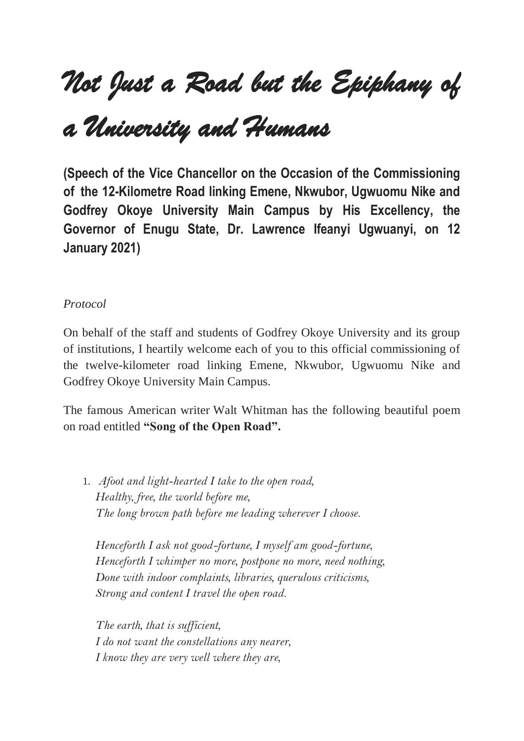# *Not Just a Road but the Epiphany of a University and Humans*

**(Speech of the Vice Chancellor on the Occasion of the Commissioning of the 12-Kilometre Road linking Emene, Nkwubor, Ugwuomu Nike and Godfrey Okoye University Main Campus by His Excellency, the Governor of Enugu State, Dr. Lawrence Ifeanyi Ugwuanyi, on 12 January 2021)**

*Protocol*

On behalf of the staff and students of Godfrey Okoye University and its group of institutions, I heartily welcome each of you to this official commissioning of the twelve-kilometer road linking Emene, Nkwubor, Ugwuomu Nike and Godfrey Okoye University Main Campus.

The famous American writer Walt Whitman has the following beautiful poem on road entitled **"Song of the Open Road".**

1. *Afoot and light-hearted I take to the open road,*
   *Healthy, free, the world before me,*
   *The long brown path before me leading wherever I choose.*

   *Henceforth I ask not good-fortune, I myself am good-fortune,*
   *Henceforth I whimper no more, postpone no more, need nothing,*
   *Done with indoor complaints, libraries, querulous criticisms,*
   *Strong and content I travel the open road.*

   *The earth, that is sufficient,*
   *I do not want the constellations any nearer,*
   *I know they are very well where they are,*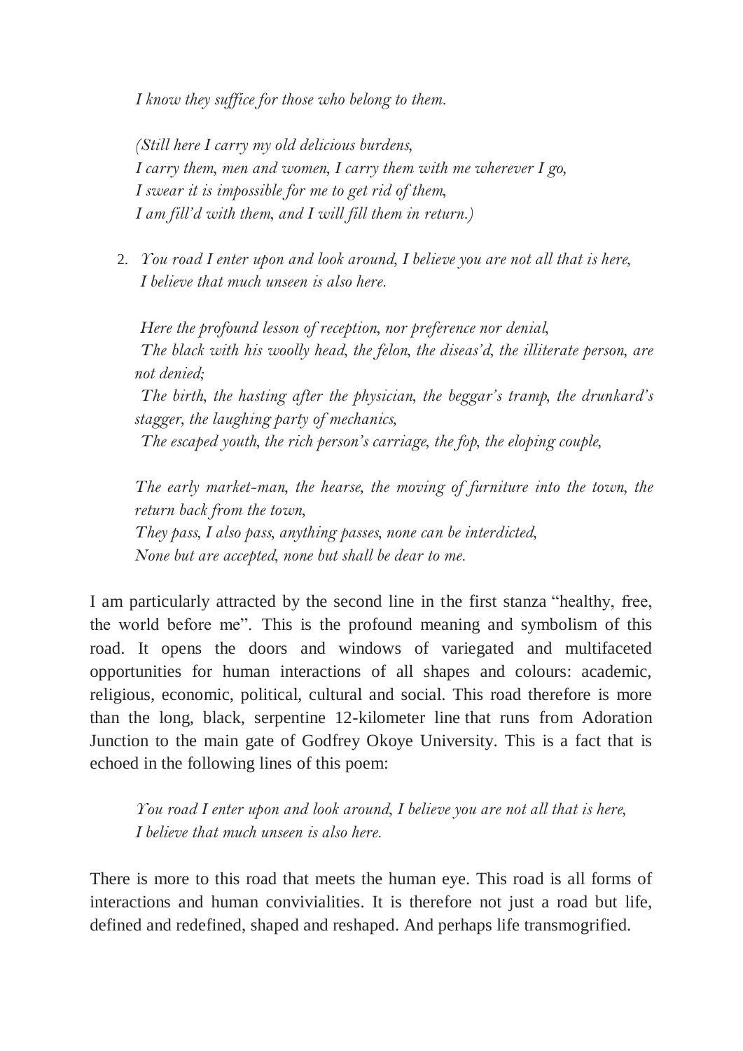*I know they suffice for those who belong to them.*

*(Still here I carry my old delicious burdens,*
*I carry them, men and women, I carry them with me wherever I go,*
*I swear it is impossible for me to get rid of them,*
*I am fill'd with them, and I will fill them in return.)*

2. *You road I enter upon and look around, I believe you are not all that is here,*
*I believe that much unseen is also here.*

*Here the profound lesson of reception, nor preference nor denial,*
*The black with his woolly head, the felon, the diseas'd, the illiterate person, are not denied;*
*The birth, the hasting after the physician, the beggar's tramp, the drunkard's stagger, the laughing party of mechanics,*
*The escaped youth, the rich person's carriage, the fop, the eloping couple,*

*The early market-man, the hearse, the moving of furniture into the town, the return back from the town,*
*They pass, I also pass, anything passes, none can be interdicted,*
*None but are accepted, none but shall be dear to me.*

I am particularly attracted by the second line in the first stanza "healthy, free, the world before me". This is the profound meaning and symbolism of this road. It opens the doors and windows of variegated and multifaceted opportunities for human interactions of all shapes and colours: academic, religious, economic, political, cultural and social. This road therefore is more than the long, black, serpentine 12-kilometer line that runs from Adoration Junction to the main gate of Godfrey Okoye University. This is a fact that is echoed in the following lines of this poem:

*You road I enter upon and look around, I believe you are not all that is here,*
*I believe that much unseen is also here.*

There is more to this road that meets the human eye. This road is all forms of interactions and human convivialities. It is therefore not just a road but life, defined and redefined, shaped and reshaped. And perhaps life transmogrified.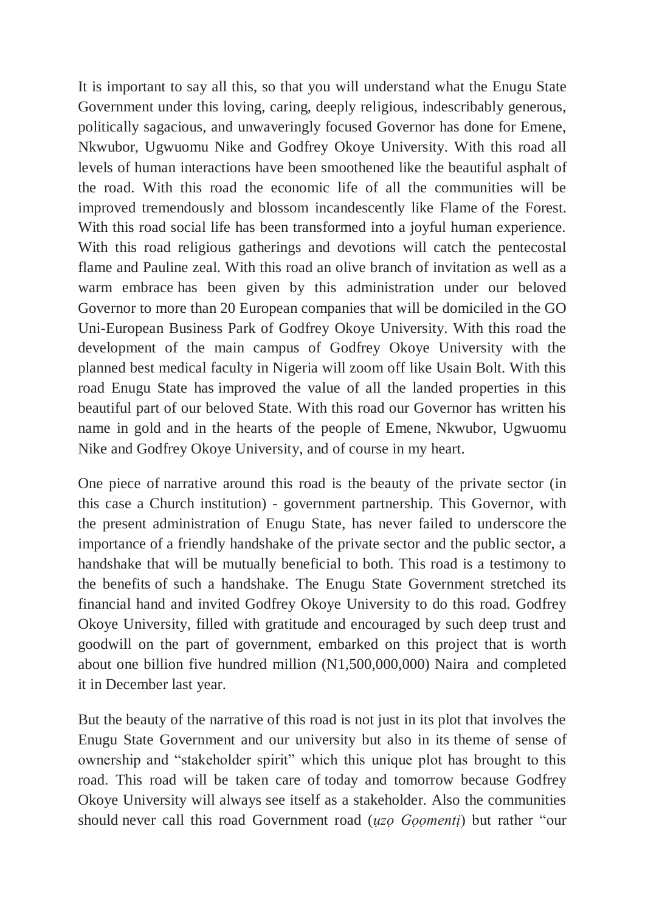It is important to say all this, so that you will understand what the Enugu State Government under this loving, caring, deeply religious, indescribably generous, politically sagacious, and unwaveringly focused Governor has done for Emene, Nkwubor, Ugwuomu Nike and Godfrey Okoye University. With this road all levels of human interactions have been smoothened like the beautiful asphalt of the road. With this road the economic life of all the communities will be improved tremendously and blossom incandescently like Flame of the Forest. With this road social life has been transformed into a joyful human experience. With this road religious gatherings and devotions will catch the pentecostal flame and Pauline zeal. With this road an olive branch of invitation as well as a warm embrace has been given by this administration under our beloved Governor to more than 20 European companies that will be domiciled in the GO Uni-European Business Park of Godfrey Okoye University. With this road the development of the main campus of Godfrey Okoye University with the planned best medical faculty in Nigeria will zoom off like Usain Bolt. With this road Enugu State has improved the value of all the landed properties in this beautiful part of our beloved State. With this road our Governor has written his name in gold and in the hearts of the people of Emene, Nkwubor, Ugwuomu Nike and Godfrey Okoye University, and of course in my heart.

One piece of narrative around this road is the beauty of the private sector (in this case a Church institution) - government partnership. This Governor, with the present administration of Enugu State, has never failed to underscore the importance of a friendly handshake of the private sector and the public sector, a handshake that will be mutually beneficial to both. This road is a testimony to the benefits of such a handshake. The Enugu State Government stretched its financial hand and invited Godfrey Okoye University to do this road. Godfrey Okoye University, filled with gratitude and encouraged by such deep trust and goodwill on the part of government, embarked on this project that is worth about one billion five hundred million (N1,500,000,000) Naira and completed it in December last year.

But the beauty of the narrative of this road is not just in its plot that involves the Enugu State Government and our university but also in its theme of sense of ownership and "stakeholder spirit" which this unique plot has brought to this road. This road will be taken care of today and tomorrow because Godfrey Okoye University will always see itself as a stakeholder. Also the communities should never call this road Government road (*ụzọ Gọọmentị*) but rather "our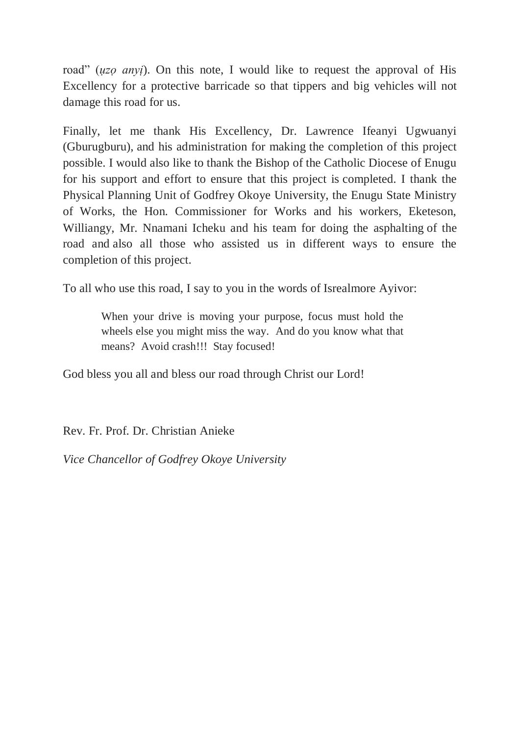road" (*ụzọ anyị*). On this note, I would like to request the approval of His Excellency for a protective barricade so that tippers and big vehicles will not damage this road for us.

Finally, let me thank His Excellency, Dr. Lawrence Ifeanyi Ugwuanyi (Gburugburu), and his administration for making the completion of this project possible. I would also like to thank the Bishop of the Catholic Diocese of Enugu for his support and effort to ensure that this project is completed. I thank the Physical Planning Unit of Godfrey Okoye University, the Enugu State Ministry of Works, the Hon. Commissioner for Works and his workers, Eketeson, Williangy, Mr. Nnamani Icheku and his team for doing the asphalting of the road and also all those who assisted us in different ways to ensure the completion of this project.

To all who use this road, I say to you in the words of Isrealmore Ayivor:

> When your drive is moving your purpose, focus must hold the wheels else you might miss the way. And do you know what that means? Avoid crash!!! Stay focused!

God bless you all and bless our road through Christ our Lord!

Rev. Fr. Prof. Dr. Christian Anieke

*Vice Chancellor of Godfrey Okoye University*